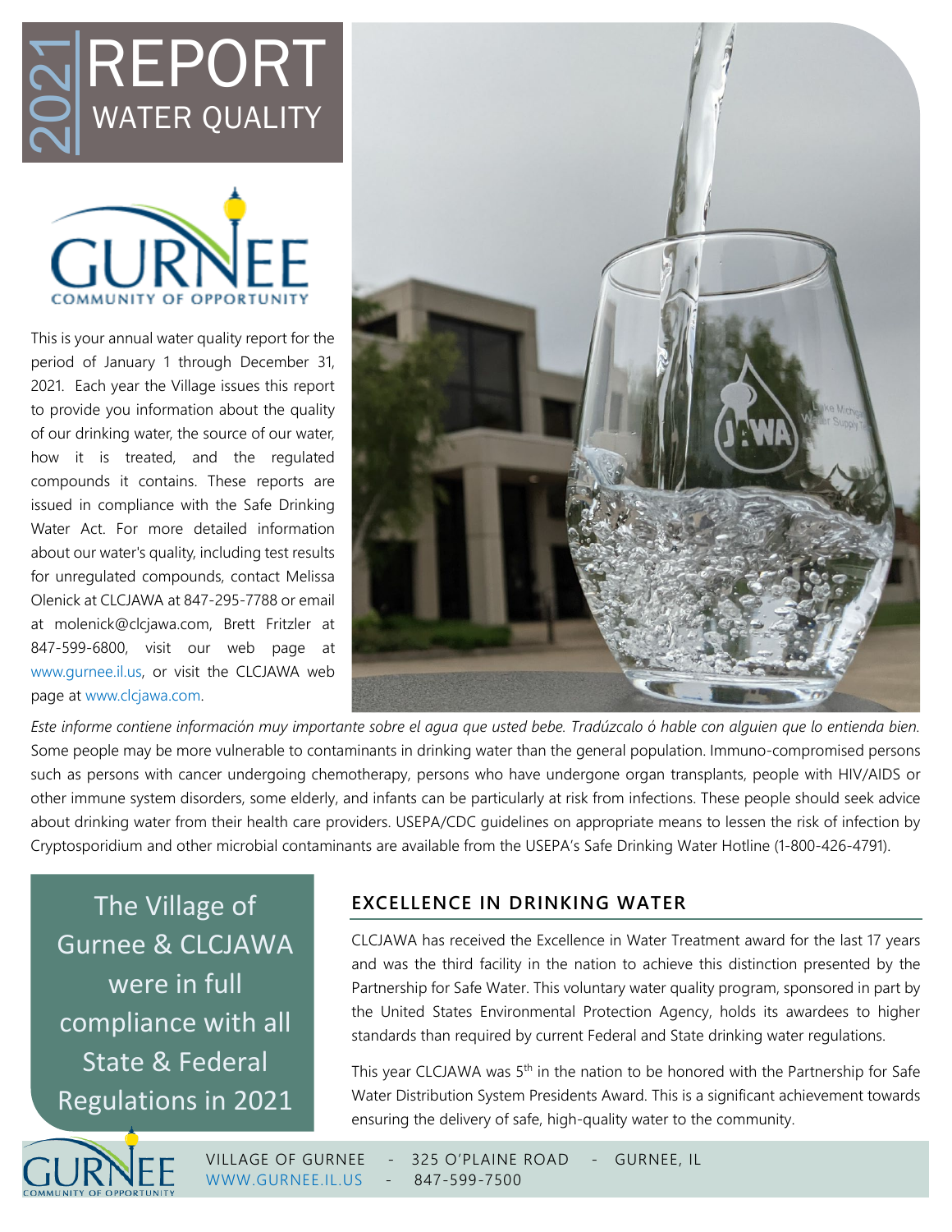# 2021 REPORT WATER QUALITY

GURNEE COMMUNITY OF OPPORTUNITY

This is your annual water quality report for the period of January 1 through December 31, 2021. Each year the Village issues this report to provide you information about the quality of our drinking water, the source of our water, how it is treated, and the regulated compounds it contains. These reports are issued in compliance with the Safe Drinking Water Act. For more detailed information about our water's quality, including test results for unregulated compounds, contact Melissa Olenick at CLCJAWA at 847-295-7788 or email at molenick@clcjawa.com, Brett Fritzler at 847-599-6800, visit our web page at www.gurnee.il.us, or visit the CLCJAWA web page at www.clcjawa.com.

*Este informe contiene información muy importante sobre el agua que usted bebe. Tradúzcalo ó hable con alguien que lo entienda bien.*

Some people may be more vulnerable to contaminants in drinking water than the general population. Immuno-compromised persons such as persons with cancer undergoing chemotherapy, persons who have undergone organ transplants, people with HIV/AIDS or other immune system disorders, some elderly, and infants can be particularly at risk from infections. These people should seek advice about drinking water from their health care providers. USEPA/CDC guidelines on appropriate means to lessen the risk of infection by Cryptosporidium and other microbial contaminants are available from the USEPA's Safe Drinking Water Hotline (1-800-426-4791).

**The Village of Gurnee & CLCJAWA were in full compliance with all State & Federal Regulations in 2021**

## EXCELLENCE IN DRINKING WATER

CLCJAWA has received the Excellence in Water Treatment award for the last 17 years and was the third facility in the nation to achieve this distinction presented by the Partnership for Safe Water. This voluntary water quality program, sponsored in part by the United States Environmental Protection Agency, holds its awardees to higher standards than required by current Federal and State drinking water regulations.

This year CLCJAWA was 5th in the nation to be honored with the Partnership for Safe Water Distribution System Presidents Award. This is a significant achievement towards ensuring the delivery of safe, high-quality water to the community.

VILLAGE OF GURNEE - 325 O'PLAINE ROAD - GURNEE, IL
WWW.GURNEE.IL.US - 847-599-7500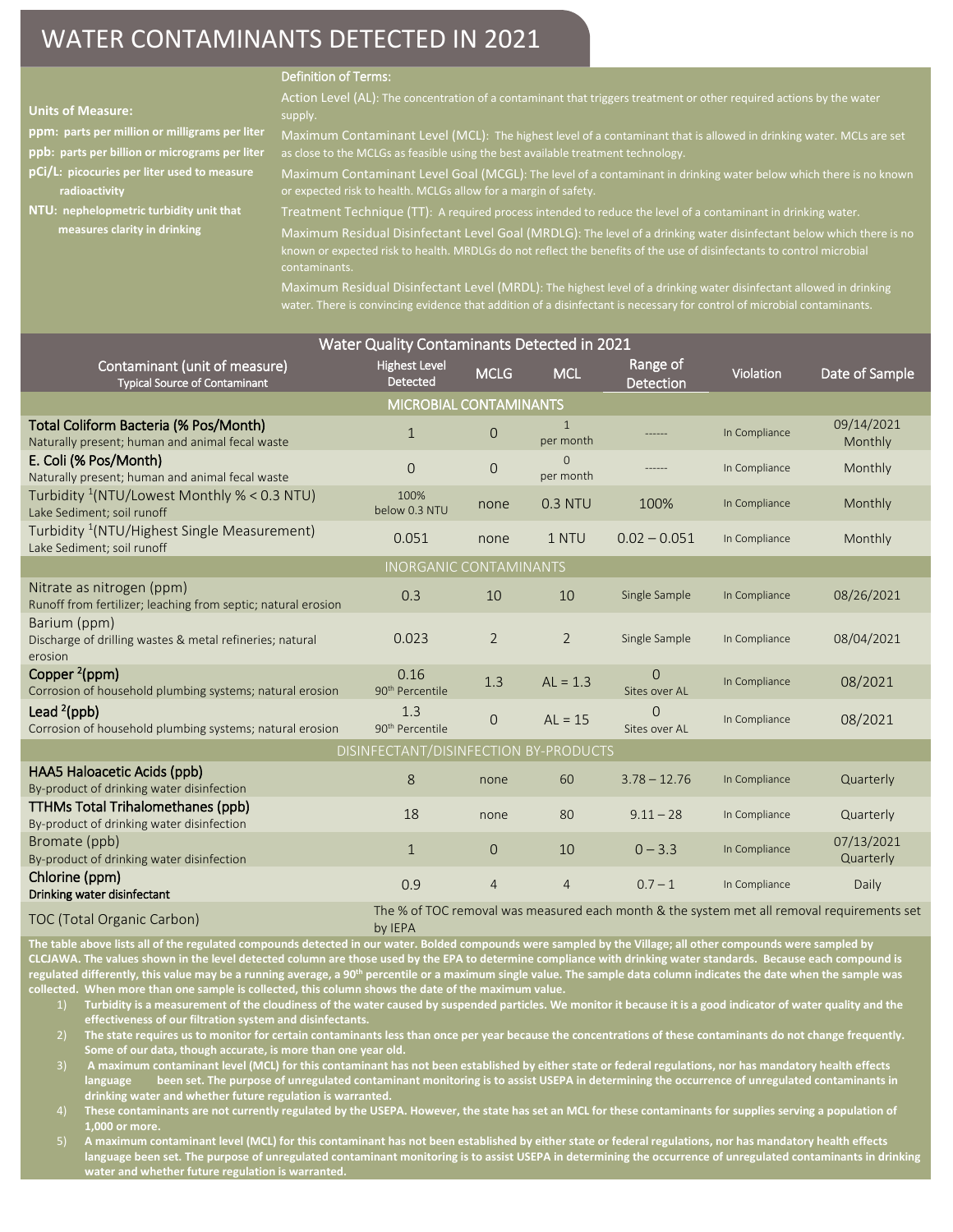# WATER CONTAMINANTS DETECTED IN 2021

**Units of Measure:**

**ppm: parts per million or milligrams per liter**

**ppb: parts per billion or micrograms per liter**

**pCi/L: picocuries per liter used to measure radioactivity**

**NTU: nephelometric turbidity unit that measures clarity in drinking**

Definition of Terms:

Action Level (AL): The concentration of a contaminant that triggers treatment or other required actions by the water supply.

Maximum Contaminant Level (MCL): The highest level of a contaminant that is allowed in drinking water. MCLs are set as close to the MCLGs as feasible using the best available treatment technology.

Maximum Contaminant Level Goal (MCGL): The level of a contaminant in drinking water below which there is no known or expected risk to health. MCLGs allow for a margin of safety.

Treatment Technique (TT): A required process intended to reduce the level of a contaminant in drinking water.

Maximum Residual Disinfectant Level Goal (MRDLG): The level of a drinking water disinfectant below which there is no known or expected risk to health. MRDLGs do not reflect the benefits of the use of disinfectants to control microbial contaminants.

Maximum Residual Disinfectant Level (MRDL): The highest level of a drinking water disinfectant allowed in drinking water. There is convincing evidence that addition of a disinfectant is necessary for control of microbial contaminants.

## Water Quality Contaminants Detected in 2021

| Contaminant (unit of measure) Typical Source of Contaminant | Highest Level Detected | MCLG | MCL | Range of Detection | Violation | Date of Sample |
|---|---|---|---|---|---|---|
| **MICROBIAL CONTAMINANTS** | | | | | | |
| **Total Coliform Bacteria (% Pos/Month)** Naturally present; human and animal fecal waste | 1 | 0 | 1 per month | ------ | In Compliance | 09/14/2021 Monthly |
| **E. Coli (% Pos/Month)** Naturally present; human and animal fecal waste | 0 | 0 | 0 per month | ------ | In Compliance | Monthly |
| Turbidity [1](NTU/Lowest Monthly % < 0.3 NTU) Lake Sediment; soil runoff | 100% below 0.3 NTU | none | 0.3 NTU | 100% | In Compliance | Monthly |
| Turbidity [1](NTU/Highest Single Measurement) Lake Sediment; soil runoff | 0.051 | none | 1 NTU | 0.02 – 0.051 | In Compliance | Monthly |
| **INORGANIC CONTAMINANTS** | | | | | | |
| Nitrate as nitrogen (ppm) Runoff from fertilizer; leaching from septic; natural erosion | 0.3 | 10 | 10 | Single Sample | In Compliance | 08/26/2021 |
| Barium (ppm) Discharge of drilling wastes & metal refineries; natural erosion | 0.023 | 2 | 2 | Single Sample | In Compliance | 08/04/2021 |
| **Copper [2](ppm)** Corrosion of household plumbing systems; natural erosion | 0.16 90th Percentile | 1.3 | AL = 1.3 | 0 Sites over AL | In Compliance | 08/2021 |
| **Lead [2](ppb)** Corrosion of household plumbing systems; natural erosion | 1.3 90th Percentile | 0 | AL = 15 | 0 Sites over AL | In Compliance | 08/2021 |
| **DISINFECTANT/DISINFECTION BY-PRODUCTS** | | | | | | |
| **HAA5 Haloacetic Acids (ppb)** By-product of drinking water disinfection | 8 | none | 60 | 3.78 – 12.76 | In Compliance | Quarterly |
| **TTHMs Total Trihalomethanes (ppb)** By-product of drinking water disinfection | 18 | none | 80 | 9.11 – 28 | In Compliance | Quarterly |
| Bromate (ppb) By-product of drinking water disinfection | 1 | 0 | 10 | 0 – 3.3 | In Compliance | 07/13/2021 Quarterly |
| **Chlorine (ppm)** **Drinking water disinfectant** | 0.9 | 4 | 4 | 0.7 – 1 | In Compliance | Daily |
| TOC (Total Organic Carbon) | The % of TOC removal was measured each month & the system met all removal requirements set by IEPA | | | | | |

**The table above lists all of the regulated compounds detected in our water. Bolded compounds were sampled by the Village; all other compounds were sampled by CLCJAWA. The values shown in the level detected column are those used by the EPA to determine compliance with drinking water standards. Because each compound is regulated differently, this value may be a running average, a 90th percentile or a maximum single value. The sample data column indicates the date when the sample was collected. When more than one sample is collected, this column shows the date of the maximum value.**

1) **Turbidity is a measurement of the cloudiness of the water caused by suspended particles. We monitor it because it is a good indicator of water quality and the effectiveness of our filtration system and disinfectants.**
2) **The state requires us to monitor for certain contaminants less than once per year because the concentrations of these contaminants do not change frequently. Some of our data, though accurate, is more than one year old.**
3) **A maximum contaminant level (MCL) for this contaminant has not been established by either state or federal regulations, nor has mandatory health effects language been set. The purpose of unregulated contaminant monitoring is to assist USEPA in determining the occurrence of unregulated contaminants in drinking water and whether future regulation is warranted.**
4) **These contaminants are not currently regulated by the USEPA. However, the state has set an MCL for these contaminants for supplies serving a population of 1,000 or more.**
5) **A maximum contaminant level (MCL) for this contaminant has not been established by either state or federal regulations, nor has mandatory health effects language been set. The purpose of unregulated contaminant monitoring is to assist USEPA in determining the occurrence of unregulated contaminants in drinking water and whether future regulation is warranted.**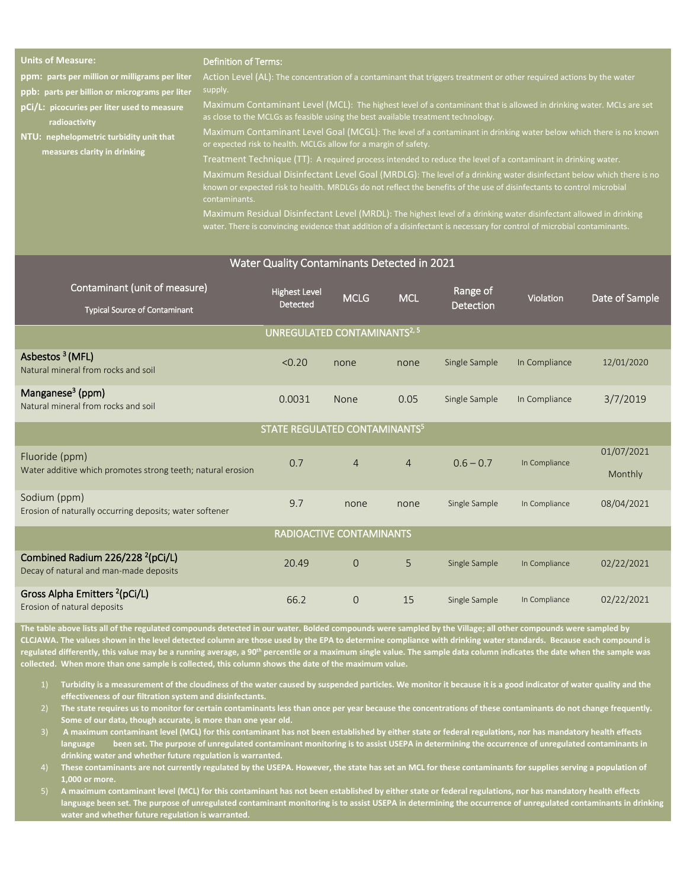**Units of Measure:**

**ppm: parts per million or milligrams per liter**
**ppb: parts per billion or micrograms per liter**
**pCi/L: picocuries per liter used to measure radioactivity**
**NTU: nephelometric turbidity unit that measures clarity in drinking**

**Definition of Terms:**

Action Level (AL): The concentration of a contaminant that triggers treatment or other required actions by the water supply.

Maximum Contaminant Level (MCL): The highest level of a contaminant that is allowed in drinking water. MCLs are set as close to the MCLGs as feasible using the best available treatment technology.

Maximum Contaminant Level Goal (MCGL): The level of a contaminant in drinking water below which there is no known or expected risk to health. MCLGs allow for a margin of safety.

Treatment Technique (TT): A required process intended to reduce the level of a contaminant in drinking water.

Maximum Residual Disinfectant Level Goal (MRDLG): The level of a drinking water disinfectant below which there is no known or expected risk to health. MRDLGs do not reflect the benefits of the use of disinfectants to control microbial contaminants.

Maximum Residual Disinfectant Level (MRDL): The highest level of a drinking water disinfectant allowed in drinking water. There is convincing evidence that addition of a disinfectant is necessary for control of microbial contaminants.

## Water Quality Contaminants Detected in 2021

| Contaminant (unit of measure) Typical Source of Contaminant | Highest Level Detected | MCLG | MCL | Range of Detection | Violation | Date of Sample |
|---|---|---|---|---|---|---|
| **UNREGULATED CONTAMINANTS[2, 5]** | | | | | | |
| **Asbestos [3] (MFL)** Natural mineral from rocks and soil | <0.20 | none | none | Single Sample | In Compliance | 12/01/2020 |
| **Manganese[3] (ppm)** Natural mineral from rocks and soil | 0.0031 | None | 0.05 | Single Sample | In Compliance | 3/7/2019 |
| **STATE REGULATED CONTAMINANTS[5]** | | | | | | |
| Fluoride (ppm) Water additive which promotes strong teeth; natural erosion | 0.7 | 4 | 4 | 0.6 – 0.7 | In Compliance | 01/07/2021 Monthly |
| Sodium (ppm) Erosion of naturally occurring deposits; water softener | 9.7 | none | none | Single Sample | In Compliance | 08/04/2021 |
| **RADIOACTIVE CONTAMINANTS** | | | | | | |
| **Combined Radium 226/228 [2](pCi/L)** Decay of natural and man-made deposits | 20.49 | 0 | 5 | Single Sample | In Compliance | 02/22/2021 |
| **Gross Alpha Emitters [2](pCi/L)** Erosion of natural deposits | 66.2 | 0 | 15 | Single Sample | In Compliance | 02/22/2021 |

**The table above lists all of the regulated compounds detected in our water. Bolded compounds were sampled by the Village; all other compounds were sampled by CLCJAWA. The values shown in the level detected column are those used by the EPA to determine compliance with drinking water standards. Because each compound is regulated differently, this value may be a running average, a 90th percentile or a maximum single value. The sample data column indicates the date when the sample was collected. When more than one sample is collected, this column shows the date of the maximum value.**

1) **Turbidity is a measurement of the cloudiness of the water caused by suspended particles. We monitor it because it is a good indicator of water quality and the effectiveness of our filtration system and disinfectants.**
2) **The state requires us to monitor for certain contaminants less than once per year because the concentrations of these contaminants do not change frequently. Some of our data, though accurate, is more than one year old.**
3) **A maximum contaminant level (MCL) for this contaminant has not been established by either state or federal regulations, nor has mandatory health effects language been set. The purpose of unregulated contaminant monitoring is to assist USEPA in determining the occurrence of unregulated contaminants in drinking water and whether future regulation is warranted.**
4) **These contaminants are not currently regulated by the USEPA. However, the state has set an MCL for these contaminants for supplies serving a population of 1,000 or more.**
5) **A maximum contaminant level (MCL) for this contaminant has not been established by either state or federal regulations, nor has mandatory health effects language been set. The purpose of unregulated contaminant monitoring is to assist USEPA in determining the occurrence of unregulated contaminants in drinking water and whether future regulation is warranted.**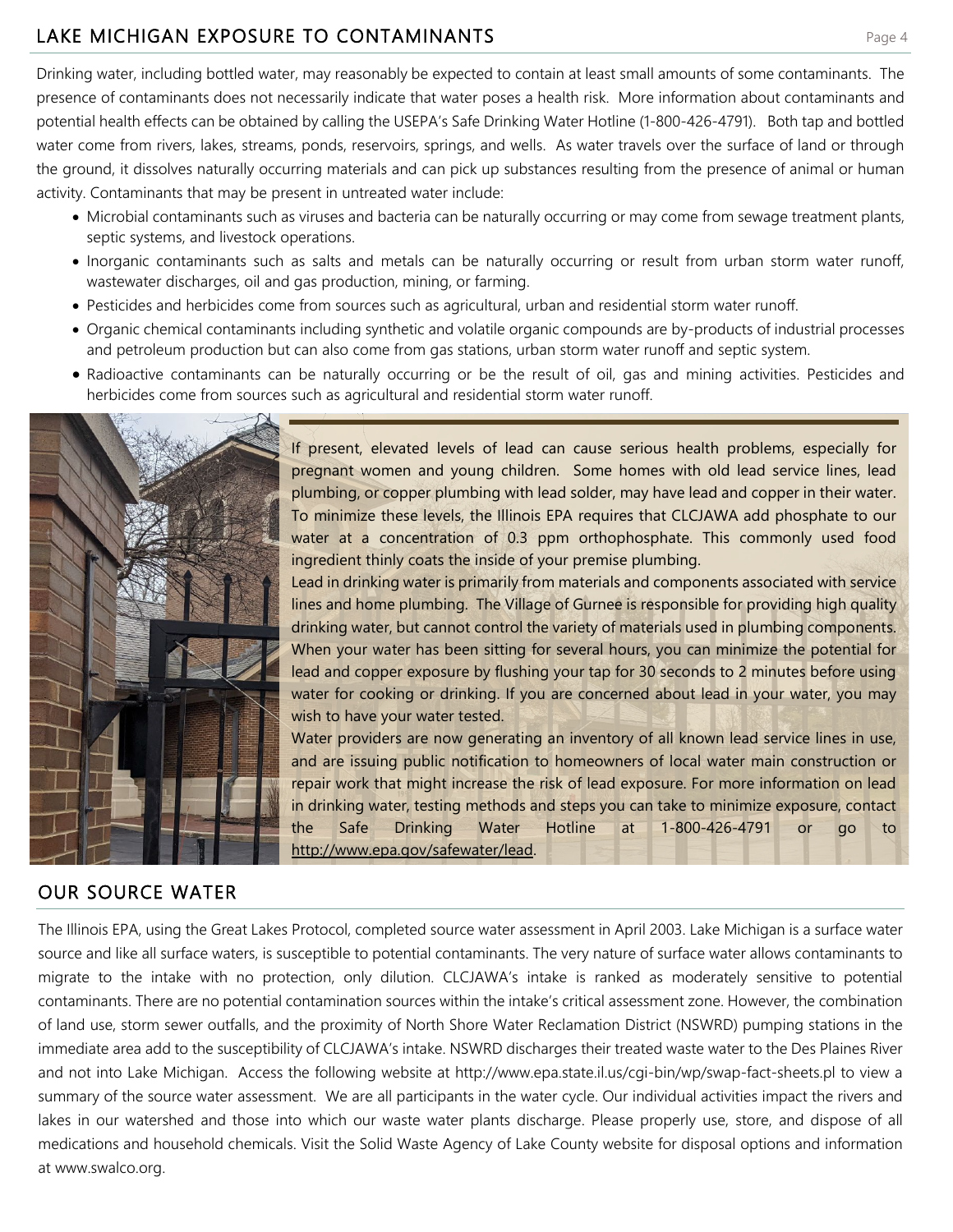## LAKE MICHIGAN EXPOSURE TO CONTAMINANTS

Drinking water, including bottled water, may reasonably be expected to contain at least small amounts of some contaminants. The presence of contaminants does not necessarily indicate that water poses a health risk. More information about contaminants and potential health effects can be obtained by calling the USEPA's Safe Drinking Water Hotline (1-800-426-4791). Both tap and bottled water come from rivers, lakes, streams, ponds, reservoirs, springs, and wells. As water travels over the surface of land or through the ground, it dissolves naturally occurring materials and can pick up substances resulting from the presence of animal or human activity. Contaminants that may be present in untreated water include:

- Microbial contaminants such as viruses and bacteria can be naturally occurring or may come from sewage treatment plants, septic systems, and livestock operations.
- Inorganic contaminants such as salts and metals can be naturally occurring or result from urban storm water runoff, wastewater discharges, oil and gas production, mining, or farming.
- Pesticides and herbicides come from sources such as agricultural, urban and residential storm water runoff.
- Organic chemical contaminants including synthetic and volatile organic compounds are by-products of industrial processes and petroleum production but can also come from gas stations, urban storm water runoff and septic system.
- Radioactive contaminants can be naturally occurring or be the result of oil, gas and mining activities. Pesticides and herbicides come from sources such as agricultural and residential storm water runoff.

If present, elevated levels of lead can cause serious health problems, especially for pregnant women and young children. Some homes with old lead service lines, lead plumbing, or copper plumbing with lead solder, may have lead and copper in their water. To minimize these levels, the Illinois EPA requires that CLCJAWA add phosphate to our water at a concentration of 0.3 ppm orthophosphate. This commonly used food ingredient thinly coats the inside of your premise plumbing.

Lead in drinking water is primarily from materials and components associated with service lines and home plumbing. The Village of Gurnee is responsible for providing high quality drinking water, but cannot control the variety of materials used in plumbing components. When your water has been sitting for several hours, you can minimize the potential for lead and copper exposure by flushing your tap for 30 seconds to 2 minutes before using water for cooking or drinking. If you are concerned about lead in your water, you may wish to have your water tested.

Water providers are now generating an inventory of all known lead service lines in use, and are issuing public notification to homeowners of local water main construction or repair work that might increase the risk of lead exposure. For more information on lead in drinking water, testing methods and steps you can take to minimize exposure, contact the Safe Drinking Water Hotline at 1-800-426-4791 or go to http://www.epa.gov/safewater/lead.

## OUR SOURCE WATER

The Illinois EPA, using the Great Lakes Protocol, completed source water assessment in April 2003. Lake Michigan is a surface water source and like all surface waters, is susceptible to potential contaminants. The very nature of surface water allows contaminants to migrate to the intake with no protection, only dilution. CLCJAWA's intake is ranked as moderately sensitive to potential contaminants. There are no potential contamination sources within the intake's critical assessment zone. However, the combination of land use, storm sewer outfalls, and the proximity of North Shore Water Reclamation District (NSWRD) pumping stations in the immediate area add to the susceptibility of CLCJAWA's intake. NSWRD discharges their treated waste water to the Des Plaines River and not into Lake Michigan. Access the following website at http://www.epa.state.il.us/cgi-bin/wp/swap-fact-sheets.pl to view a summary of the source water assessment. We are all participants in the water cycle. Our individual activities impact the rivers and lakes in our watershed and those into which our waste water plants discharge. Please properly use, store, and dispose of all medications and household chemicals. Visit the Solid Waste Agency of Lake County website for disposal options and information at www.swalco.org.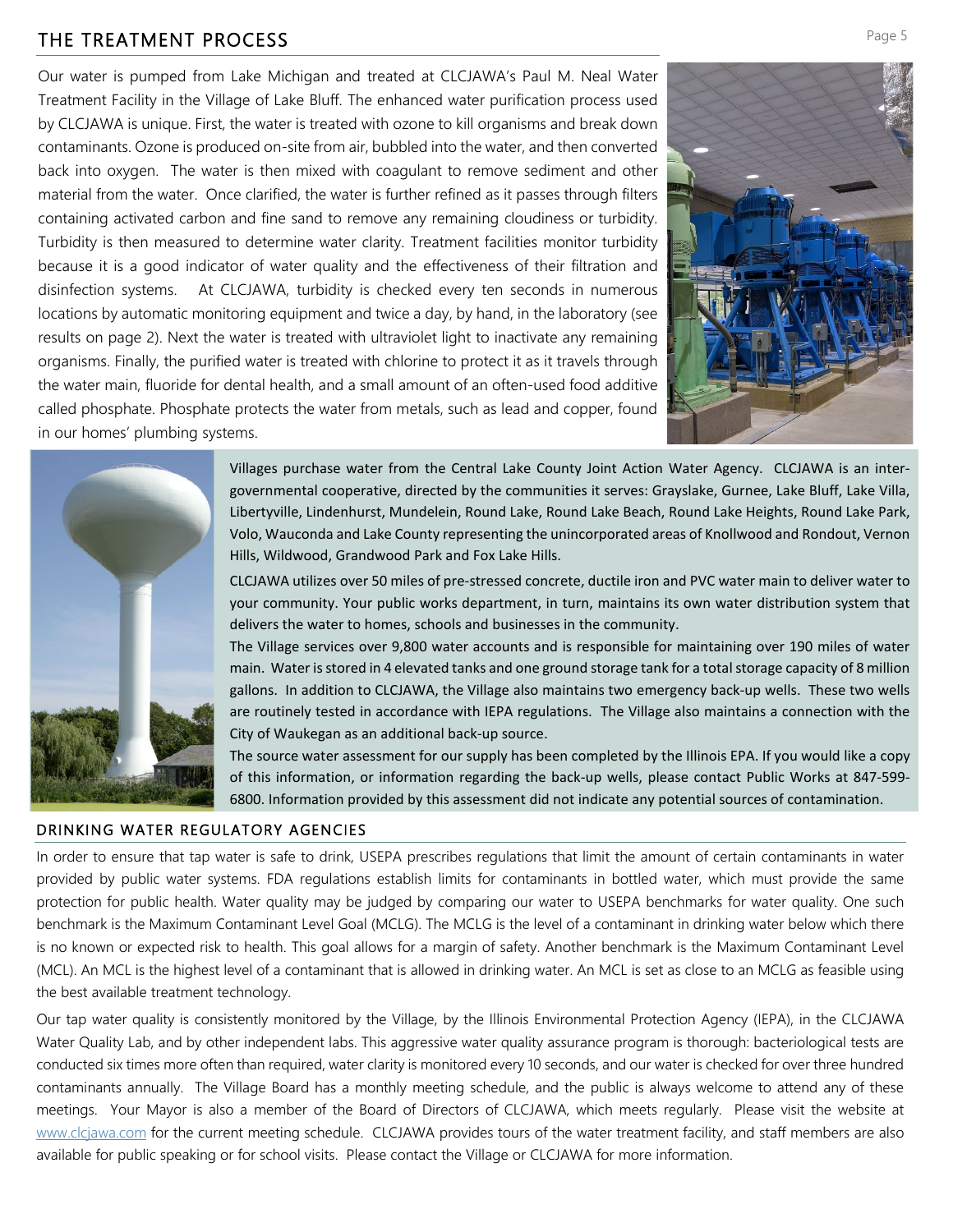## THE TREATMENT PROCESS

Our water is pumped from Lake Michigan and treated at CLCJAWA's Paul M. Neal Water Treatment Facility in the Village of Lake Bluff. The enhanced water purification process used by CLCJAWA is unique. First, the water is treated with ozone to kill organisms and break down contaminants. Ozone is produced on-site from air, bubbled into the water, and then converted back into oxygen. The water is then mixed with coagulant to remove sediment and other material from the water. Once clarified, the water is further refined as it passes through filters containing activated carbon and fine sand to remove any remaining cloudiness or turbidity. Turbidity is then measured to determine water clarity. Treatment facilities monitor turbidity because it is a good indicator of water quality and the effectiveness of their filtration and disinfection systems. At CLCJAWA, turbidity is checked every ten seconds in numerous locations by automatic monitoring equipment and twice a day, by hand, in the laboratory (see results on page 2). Next the water is treated with ultraviolet light to inactivate any remaining organisms. Finally, the purified water is treated with chlorine to protect it as it travels through the water main, fluoride for dental health, and a small amount of an often-used food additive called phosphate. Phosphate protects the water from metals, such as lead and copper, found in our homes' plumbing systems.

Villages purchase water from the Central Lake County Joint Action Water Agency. CLCJAWA is an inter-governmental cooperative, directed by the communities it serves: Grayslake, Gurnee, Lake Bluff, Lake Villa, Libertyville, Lindenhurst, Mundelein, Round Lake, Round Lake Beach, Round Lake Heights, Round Lake Park, Volo, Wauconda and Lake County representing the unincorporated areas of Knollwood and Rondout, Vernon Hills, Wildwood, Grandwood Park and Fox Lake Hills.

CLCJAWA utilizes over 50 miles of pre-stressed concrete, ductile iron and PVC water main to deliver water to your community. Your public works department, in turn, maintains its own water distribution system that delivers the water to homes, schools and businesses in the community.

The Village services over 9,800 water accounts and is responsible for maintaining over 190 miles of water main. Water is stored in 4 elevated tanks and one ground storage tank for a total storage capacity of 8 million gallons. In addition to CLCJAWA, the Village also maintains two emergency back-up wells. These two wells are routinely tested in accordance with IEPA regulations. The Village also maintains a connection with the City of Waukegan as an additional back-up source.

The source water assessment for our supply has been completed by the Illinois EPA. If you would like a copy of this information, or information regarding the back-up wells, please contact Public Works at 847-599-6800. Information provided by this assessment did not indicate any potential sources of contamination.

## DRINKING WATER REGULATORY AGENCIES

In order to ensure that tap water is safe to drink, USEPA prescribes regulations that limit the amount of certain contaminants in water provided by public water systems. FDA regulations establish limits for contaminants in bottled water, which must provide the same protection for public health. Water quality may be judged by comparing our water to USEPA benchmarks for water quality. One such benchmark is the Maximum Contaminant Level Goal (MCLG). The MCLG is the level of a contaminant in drinking water below which there is no known or expected risk to health. This goal allows for a margin of safety. Another benchmark is the Maximum Contaminant Level (MCL). An MCL is the highest level of a contaminant that is allowed in drinking water. An MCL is set as close to an MCLG as feasible using the best available treatment technology.

Our tap water quality is consistently monitored by the Village, by the Illinois Environmental Protection Agency (IEPA), in the CLCJAWA Water Quality Lab, and by other independent labs. This aggressive water quality assurance program is thorough: bacteriological tests are conducted six times more often than required, water clarity is monitored every 10 seconds, and our water is checked for over three hundred contaminants annually. The Village Board has a monthly meeting schedule, and the public is always welcome to attend any of these meetings. Your Mayor is also a member of the Board of Directors of CLCJAWA, which meets regularly. Please visit the website at www.clcjawa.com for the current meeting schedule. CLCJAWA provides tours of the water treatment facility, and staff members are also available for public speaking or for school visits. Please contact the Village or CLCJAWA for more information.